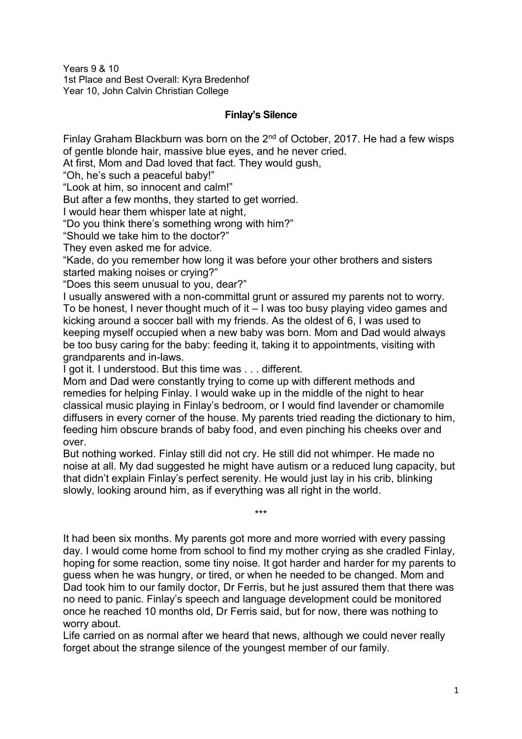Years 9 & 10
1st Place and Best Overall: Kyra Bredenhof
Year 10, John Calvin Christian College

## Finlay's Silence

Finlay Graham Blackburn was born on the 2nd of October, 2017. He had a few wisps of gentle blonde hair, massive blue eyes, and he never cried.

At first, Mom and Dad loved that fact. They would gush,

"Oh, he's such a peaceful baby!"

"Look at him, so innocent and calm!"

But after a few months, they started to get worried.

I would hear them whisper late at night,

"Do you think there's something wrong with him?"

"Should we take him to the doctor?"

They even asked me for advice.

"Kade, do you remember how long it was before your other brothers and sisters started making noises or crying?"

"Does this seem unusual to you, dear?"

I usually answered with a non-committal grunt or assured my parents not to worry. To be honest, I never thought much of it – I was too busy playing video games and kicking around a soccer ball with my friends. As the oldest of 6, I was used to keeping myself occupied when a new baby was born. Mom and Dad would always be too busy caring for the baby: feeding it, taking it to appointments, visiting with grandparents and in-laws.

I got it. I understood. But this time was . . . different.

Mom and Dad were constantly trying to come up with different methods and remedies for helping Finlay. I would wake up in the middle of the night to hear classical music playing in Finlay's bedroom, or I would find lavender or chamomile diffusers in every corner of the house. My parents tried reading the dictionary to him, feeding him obscure brands of baby food, and even pinching his cheeks over and over.

But nothing worked. Finlay still did not cry. He still did not whimper. He made no noise at all. My dad suggested he might have autism or a reduced lung capacity, but that didn't explain Finlay's perfect serenity. He would just lay in his crib, blinking slowly, looking around him, as if everything was all right in the world.

\*\*\*

It had been six months. My parents got more and more worried with every passing day. I would come home from school to find my mother crying as she cradled Finlay, hoping for some reaction, some tiny noise. It got harder and harder for my parents to guess when he was hungry, or tired, or when he needed to be changed. Mom and Dad took him to our family doctor, Dr Ferris, but he just assured them that there was no need to panic. Finlay's speech and language development could be monitored once he reached 10 months old, Dr Ferris said, but for now, there was nothing to worry about.

Life carried on as normal after we heard that news, although we could never really forget about the strange silence of the youngest member of our family.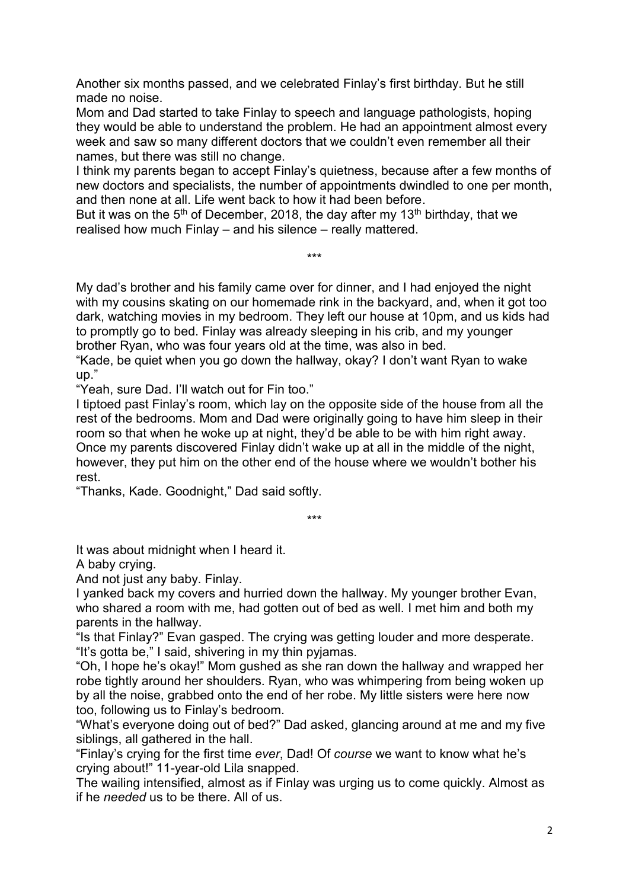Another six months passed, and we celebrated Finlay's first birthday. But he still made no noise.

Mom and Dad started to take Finlay to speech and language pathologists, hoping they would be able to understand the problem. He had an appointment almost every week and saw so many different doctors that we couldn't even remember all their names, but there was still no change.

I think my parents began to accept Finlay's quietness, because after a few months of new doctors and specialists, the number of appointments dwindled to one per month, and then none at all. Life went back to how it had been before.

But it was on the 5th of December, 2018, the day after my 13th birthday, that we realised how much Finlay – and his silence – really mattered.

\*\*\*

My dad's brother and his family came over for dinner, and I had enjoyed the night with my cousins skating on our homemade rink in the backyard, and, when it got too dark, watching movies in my bedroom. They left our house at 10pm, and us kids had to promptly go to bed. Finlay was already sleeping in his crib, and my younger brother Ryan, who was four years old at the time, was also in bed.

"Kade, be quiet when you go down the hallway, okay? I don't want Ryan to wake up."

"Yeah, sure Dad. I'll watch out for Fin too."

I tiptoed past Finlay's room, which lay on the opposite side of the house from all the rest of the bedrooms. Mom and Dad were originally going to have him sleep in their room so that when he woke up at night, they'd be able to be with him right away. Once my parents discovered Finlay didn't wake up at all in the middle of the night, however, they put him on the other end of the house where we wouldn't bother his rest.

"Thanks, Kade. Goodnight," Dad said softly.

\*\*\*

It was about midnight when I heard it.

A baby crying.

And not just any baby. Finlay.

I yanked back my covers and hurried down the hallway. My younger brother Evan, who shared a room with me, had gotten out of bed as well. I met him and both my parents in the hallway.

"Is that Finlay?" Evan gasped. The crying was getting louder and more desperate.

"It's gotta be," I said, shivering in my thin pyjamas.

"Oh, I hope he's okay!" Mom gushed as she ran down the hallway and wrapped her robe tightly around her shoulders. Ryan, who was whimpering from being woken up by all the noise, grabbed onto the end of her robe. My little sisters were here now too, following us to Finlay's bedroom.

"What's everyone doing out of bed?" Dad asked, glancing around at me and my five siblings, all gathered in the hall.

"Finlay's crying for the first time *ever*, Dad! Of *course* we want to know what he's crying about!" 11-year-old Lila snapped.

The wailing intensified, almost as if Finlay was urging us to come quickly. Almost as if he *needed* us to be there. All of us.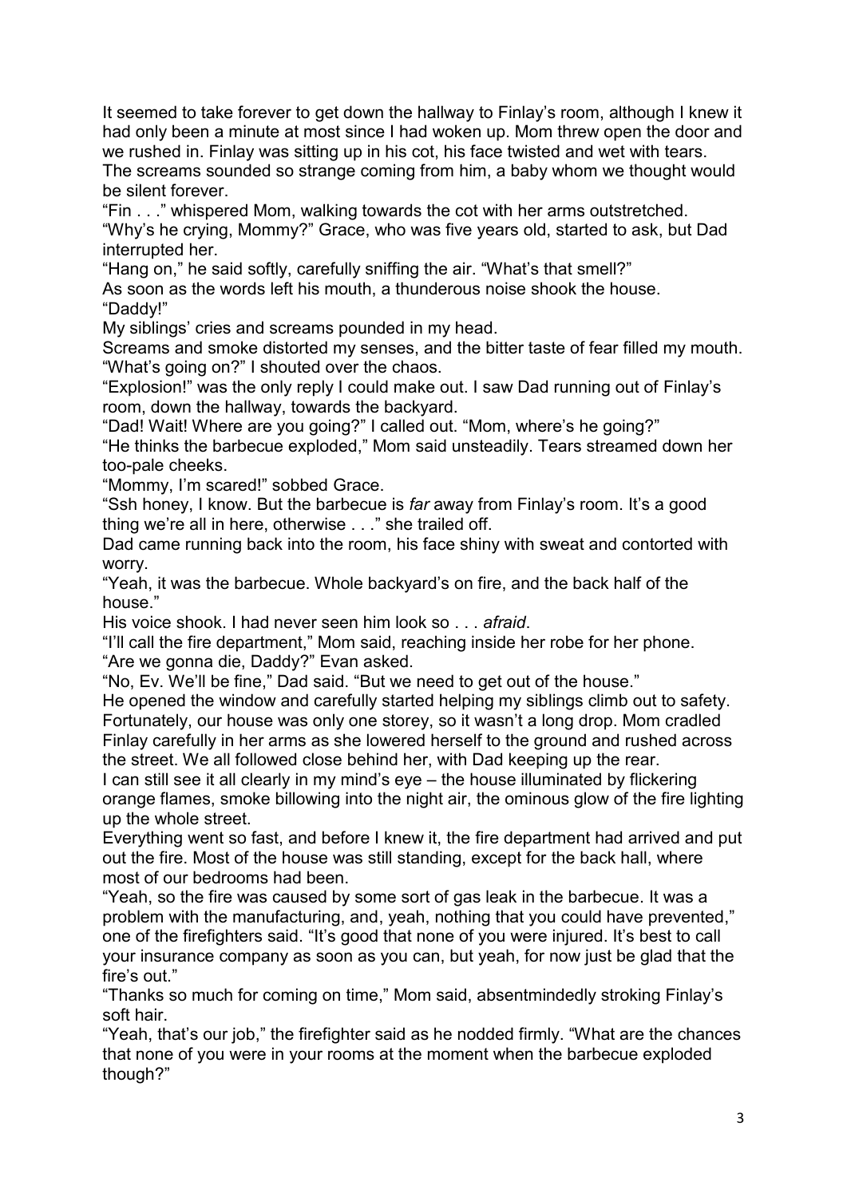It seemed to take forever to get down the hallway to Finlay's room, although I knew it had only been a minute at most since I had woken up. Mom threw open the door and we rushed in. Finlay was sitting up in his cot, his face twisted and wet with tears. The screams sounded so strange coming from him, a baby whom we thought would be silent forever.

"Fin . . ." whispered Mom, walking towards the cot with her arms outstretched.

"Why's he crying, Mommy?" Grace, who was five years old, started to ask, but Dad interrupted her.

"Hang on," he said softly, carefully sniffing the air. "What's that smell?"

As soon as the words left his mouth, a thunderous noise shook the house.

"Daddy!"

My siblings' cries and screams pounded in my head.

Screams and smoke distorted my senses, and the bitter taste of fear filled my mouth.

"What's going on?" I shouted over the chaos.

"Explosion!" was the only reply I could make out. I saw Dad running out of Finlay's room, down the hallway, towards the backyard.

"Dad! Wait! Where are you going?" I called out. "Mom, where's he going?"

"He thinks the barbecue exploded," Mom said unsteadily. Tears streamed down her too-pale cheeks.

"Mommy, I'm scared!" sobbed Grace.

"Ssh honey, I know. But the barbecue is *far* away from Finlay's room. It's a good thing we're all in here, otherwise . . ." she trailed off.

Dad came running back into the room, his face shiny with sweat and contorted with worry.

"Yeah, it was the barbecue. Whole backyard's on fire, and the back half of the house."

His voice shook. I had never seen him look so . . . *afraid*.

"I'll call the fire department," Mom said, reaching inside her robe for her phone.

"Are we gonna die, Daddy?" Evan asked.

"No, Ev. We'll be fine," Dad said. "But we need to get out of the house."

He opened the window and carefully started helping my siblings climb out to safety. Fortunately, our house was only one storey, so it wasn't a long drop. Mom cradled Finlay carefully in her arms as she lowered herself to the ground and rushed across the street. We all followed close behind her, with Dad keeping up the rear.

I can still see it all clearly in my mind's eye – the house illuminated by flickering orange flames, smoke billowing into the night air, the ominous glow of the fire lighting up the whole street.

Everything went so fast, and before I knew it, the fire department had arrived and put out the fire. Most of the house was still standing, except for the back hall, where most of our bedrooms had been.

"Yeah, so the fire was caused by some sort of gas leak in the barbecue. It was a problem with the manufacturing, and, yeah, nothing that you could have prevented," one of the firefighters said. "It's good that none of you were injured. It's best to call your insurance company as soon as you can, but yeah, for now just be glad that the fire's out."

"Thanks so much for coming on time," Mom said, absentmindedly stroking Finlay's soft hair.

"Yeah, that's our job," the firefighter said as he nodded firmly. "What are the chances that none of you were in your rooms at the moment when the barbecue exploded though?"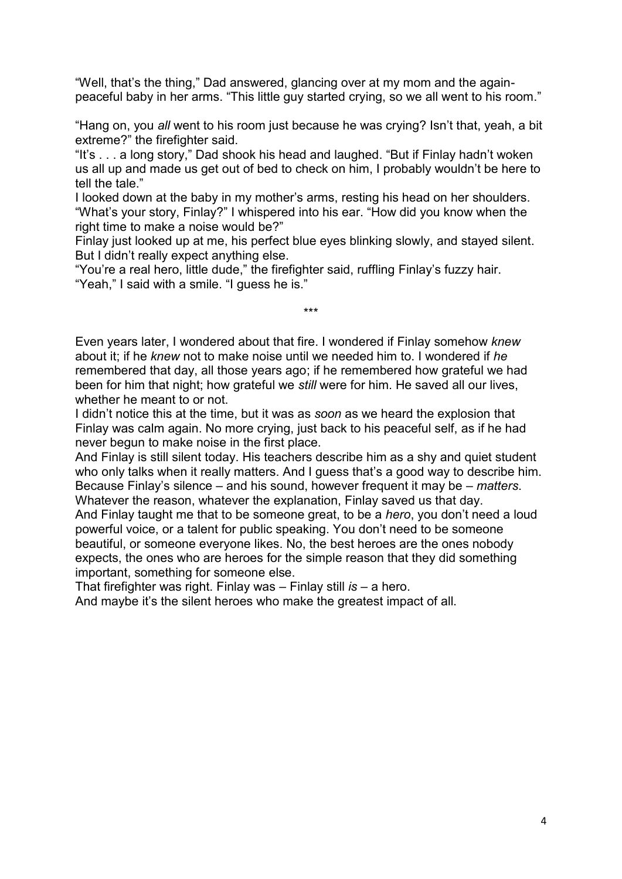"Well, that's the thing," Dad answered, glancing over at my mom and the again-peaceful baby in her arms. "This little guy started crying, so we all went to his room."

"Hang on, you *all* went to his room just because he was crying? Isn't that, yeah, a bit extreme?" the firefighter said.

"It's . . . a long story," Dad shook his head and laughed. "But if Finlay hadn't woken us all up and made us get out of bed to check on him, I probably wouldn't be here to tell the tale."

I looked down at the baby in my mother's arms, resting his head on her shoulders. "What's your story, Finlay?" I whispered into his ear. "How did you know when the right time to make a noise would be?"

Finlay just looked up at me, his perfect blue eyes blinking slowly, and stayed silent. But I didn't really expect anything else.

"You're a real hero, little dude," the firefighter said, ruffling Finlay's fuzzy hair.

"Yeah," I said with a smile. "I guess he is."

\*\*\*

Even years later, I wondered about that fire. I wondered if Finlay somehow *knew* about it; if he *knew* not to make noise until we needed him to. I wondered if *he* remembered that day, all those years ago; if he remembered how grateful we had been for him that night; how grateful we *still* were for him. He saved all our lives, whether he meant to or not.

I didn't notice this at the time, but it was as *soon* as we heard the explosion that Finlay was calm again. No more crying, just back to his peaceful self, as if he had never begun to make noise in the first place.

And Finlay is still silent today. His teachers describe him as a shy and quiet student who only talks when it really matters. And I guess that's a good way to describe him. Because Finlay's silence – and his sound, however frequent it may be – *matters*. Whatever the reason, whatever the explanation, Finlay saved us that day.

And Finlay taught me that to be someone great, to be a *hero*, you don't need a loud powerful voice, or a talent for public speaking. You don't need to be someone beautiful, or someone everyone likes. No, the best heroes are the ones nobody expects, the ones who are heroes for the simple reason that they did something important, something for someone else.

That firefighter was right. Finlay was – Finlay still *is* – a hero.

And maybe it's the silent heroes who make the greatest impact of all.